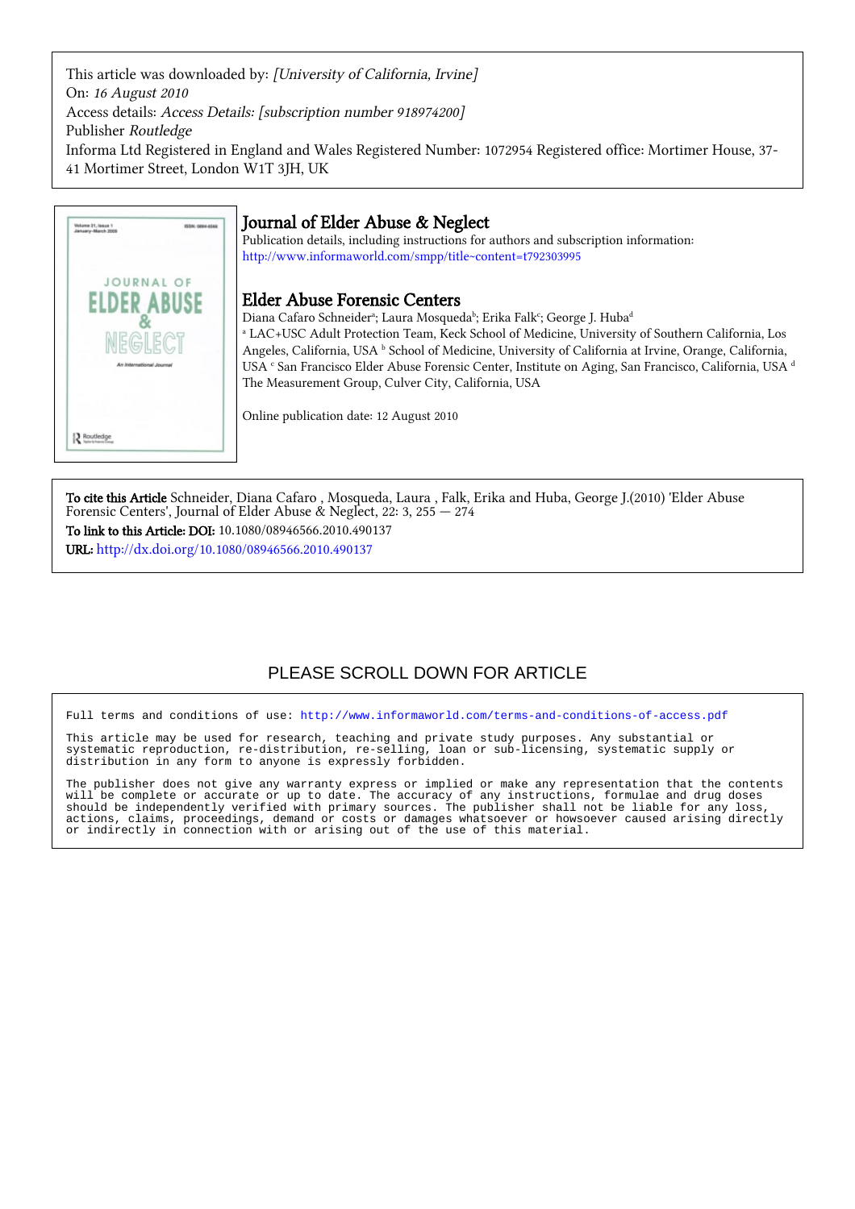This article was downloaded by: *[University of California, Irvine]*
On: *16 August 2010*
Access details: *Access Details: [subscription number 918974200]*
Publisher *Routledge*
Informa Ltd Registered in England and Wales Registered Number: 1072954 Registered office: Mortimer House, 37-41 Mortimer Street, London W1T 3JH, UK

# Journal of Elder Abuse & Neglect

Publication details, including instructions for authors and subscription information:
http://www.informaworld.com/smpp/title~content=t792303995

## Elder Abuse Forensic Centers

Diana Cafaro Schneider[a]; Laura Mosqueda[b]; Erika Falk[c]; George J. Huba[d]

[a] LAC+USC Adult Protection Team, Keck School of Medicine, University of Southern California, Los Angeles, California, USA [b] School of Medicine, University of California at Irvine, Orange, California, USA [c] San Francisco Elder Abuse Forensic Center, Institute on Aging, San Francisco, California, USA [d] The Measurement Group, Culver City, California, USA

Online publication date: 12 August 2010

**To cite this Article** Schneider, Diana Cafaro , Mosqueda, Laura , Falk, Erika and Huba, George J.(2010) 'Elder Abuse Forensic Centers', Journal of Elder Abuse & Neglect, 22: 3, 255 — 274

**To link to this Article: DOI:** 10.1080/08946566.2010.490137

**URL:** http://dx.doi.org/10.1080/08946566.2010.490137

PLEASE SCROLL DOWN FOR ARTICLE

Full terms and conditions of use: http://www.informaworld.com/terms-and-conditions-of-access.pdf

This article may be used for research, teaching and private study purposes. Any substantial or systematic reproduction, re-distribution, re-selling, loan or sub-licensing, systematic supply or distribution in any form to anyone is expressly forbidden.

The publisher does not give any warranty express or implied or make any representation that the contents will be complete or accurate or up to date. The accuracy of any instructions, formulae and drug doses should be independently verified with primary sources. The publisher shall not be liable for any loss, actions, claims, proceedings, demand or costs or damages whatsoever or howsoever caused arising directly or indirectly in connection with or arising out of the use of this material.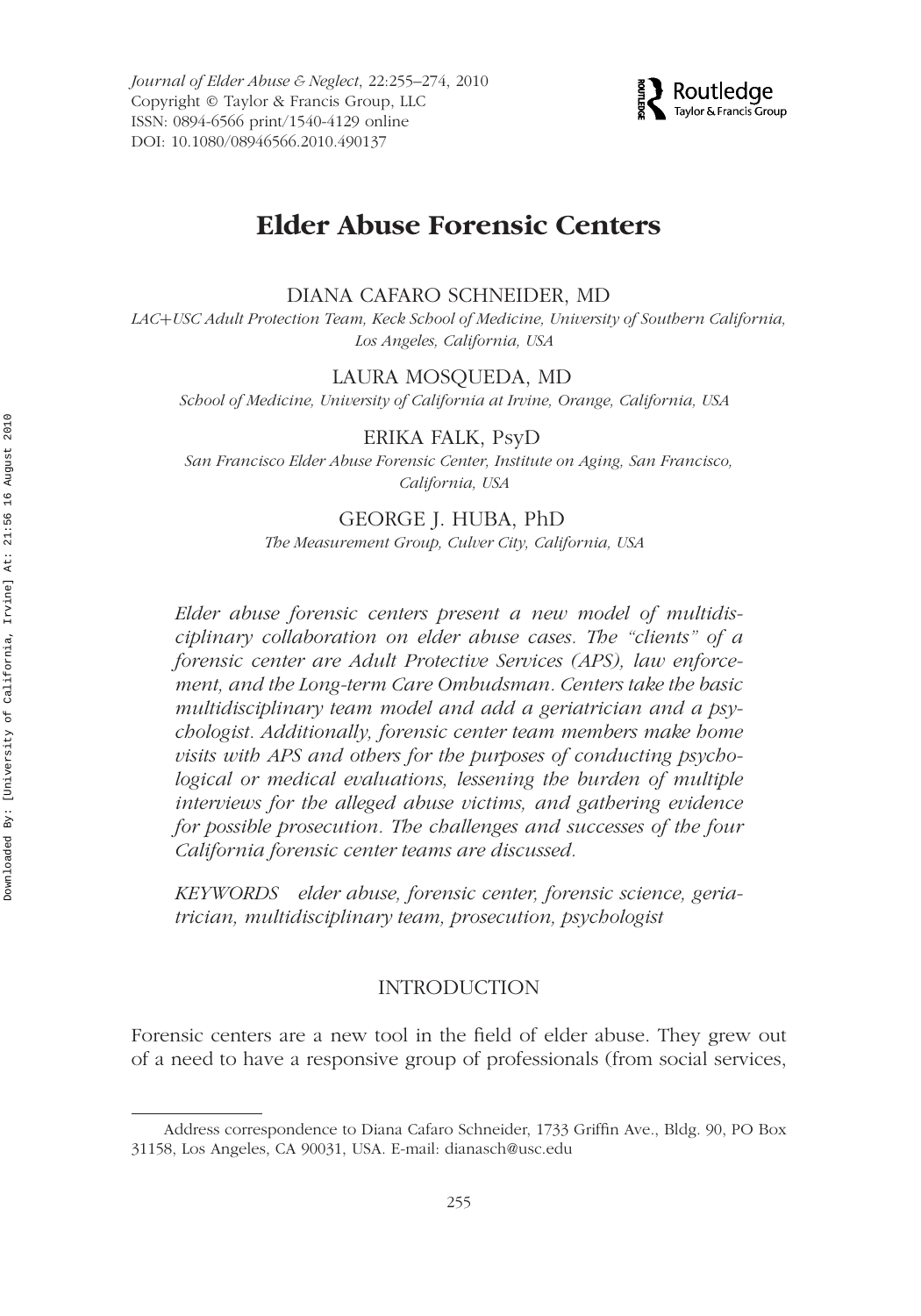# Elder Abuse Forensic Centers

DIANA CAFARO SCHNEIDER, MD

*LAC+USC Adult Protection Team, Keck School of Medicine, University of Southern California, Los Angeles, California, USA*

LAURA MOSQUEDA, MD

*School of Medicine, University of California at Irvine, Orange, California, USA*

ERIKA FALK, PsyD

*San Francisco Elder Abuse Forensic Center, Institute on Aging, San Francisco, California, USA*

GEORGE J. HUBA, PhD

*The Measurement Group, Culver City, California, USA*

*Elder abuse forensic centers present a new model of multidisciplinary collaboration on elder abuse cases. The "clients" of a forensic center are Adult Protective Services (APS), law enforcement, and the Long-term Care Ombudsman. Centers take the basic multidisciplinary team model and add a geriatrician and a psychologist. Additionally, forensic center team members make home visits with APS and others for the purposes of conducting psychological or medical evaluations, lessening the burden of multiple interviews for the alleged abuse victims, and gathering evidence for possible prosecution. The challenges and successes of the four California forensic center teams are discussed.*

*KEYWORDS elder abuse, forensic center, forensic science, geriatrician, multidisciplinary team, prosecution, psychologist*

## INTRODUCTION

Forensic centers are a new tool in the field of elder abuse. They grew out of a need to have a responsive group of professionals (from social services,

Address correspondence to Diana Cafaro Schneider, 1733 Griffin Ave., Bldg. 90, PO Box 31158, Los Angeles, CA 90031, USA. E-mail: dianasch@usc.edu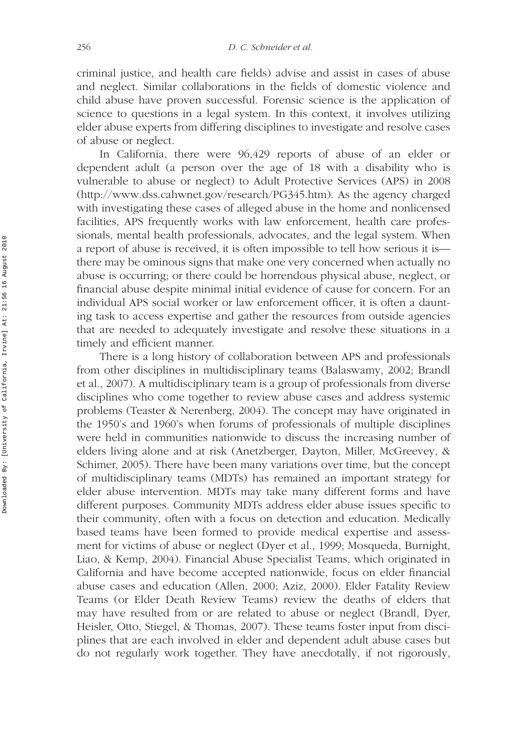criminal justice, and health care fields) advise and assist in cases of abuse and neglect. Similar collaborations in the fields of domestic violence and child abuse have proven successful. Forensic science is the application of science to questions in a legal system. In this context, it involves utilizing elder abuse experts from differing disciplines to investigate and resolve cases of abuse or neglect.

In California, there were 96,429 reports of abuse of an elder or dependent adult (a person over the age of 18 with a disability who is vulnerable to abuse or neglect) to Adult Protective Services (APS) in 2008 (http://www.dss.cahwnet.gov/research/PG345.htm). As the agency charged with investigating these cases of alleged abuse in the home and nonlicensed facilities, APS frequently works with law enforcement, health care professionals, mental health professionals, advocates, and the legal system. When a report of abuse is received, it is often impossible to tell how serious it is—there may be ominous signs that make one very concerned when actually no abuse is occurring; or there could be horrendous physical abuse, neglect, or financial abuse despite minimal initial evidence of cause for concern. For an individual APS social worker or law enforcement officer, it is often a daunting task to access expertise and gather the resources from outside agencies that are needed to adequately investigate and resolve these situations in a timely and efficient manner.

There is a long history of collaboration between APS and professionals from other disciplines in multidisciplinary teams (Balaswamy, 2002; Brandl et al., 2007). A multidisciplinary team is a group of professionals from diverse disciplines who come together to review abuse cases and address systemic problems (Teaster & Nerenberg, 2004). The concept may have originated in the 1950's and 1960's when forums of professionals of multiple disciplines were held in communities nationwide to discuss the increasing number of elders living alone and at risk (Anetzberger, Dayton, Miller, McGreevey, & Schimer, 2005). There have been many variations over time, but the concept of multidisciplinary teams (MDTs) has remained an important strategy for elder abuse intervention. MDTs may take many different forms and have different purposes. Community MDTs address elder abuse issues specific to their community, often with a focus on detection and education. Medically based teams have been formed to provide medical expertise and assessment for victims of abuse or neglect (Dyer et al., 1999; Mosqueda, Burnight, Liao, & Kemp, 2004). Financial Abuse Specialist Teams, which originated in California and have become accepted nationwide, focus on elder financial abuse cases and education (Allen, 2000; Aziz, 2000). Elder Fatality Review Teams (or Elder Death Review Teams) review the deaths of elders that may have resulted from or are related to abuse or neglect (Brandl, Dyer, Heisler, Otto, Stiegel, & Thomas, 2007). These teams foster input from disciplines that are each involved in elder and dependent adult abuse cases but do not regularly work together. They have anecdotally, if not rigorously,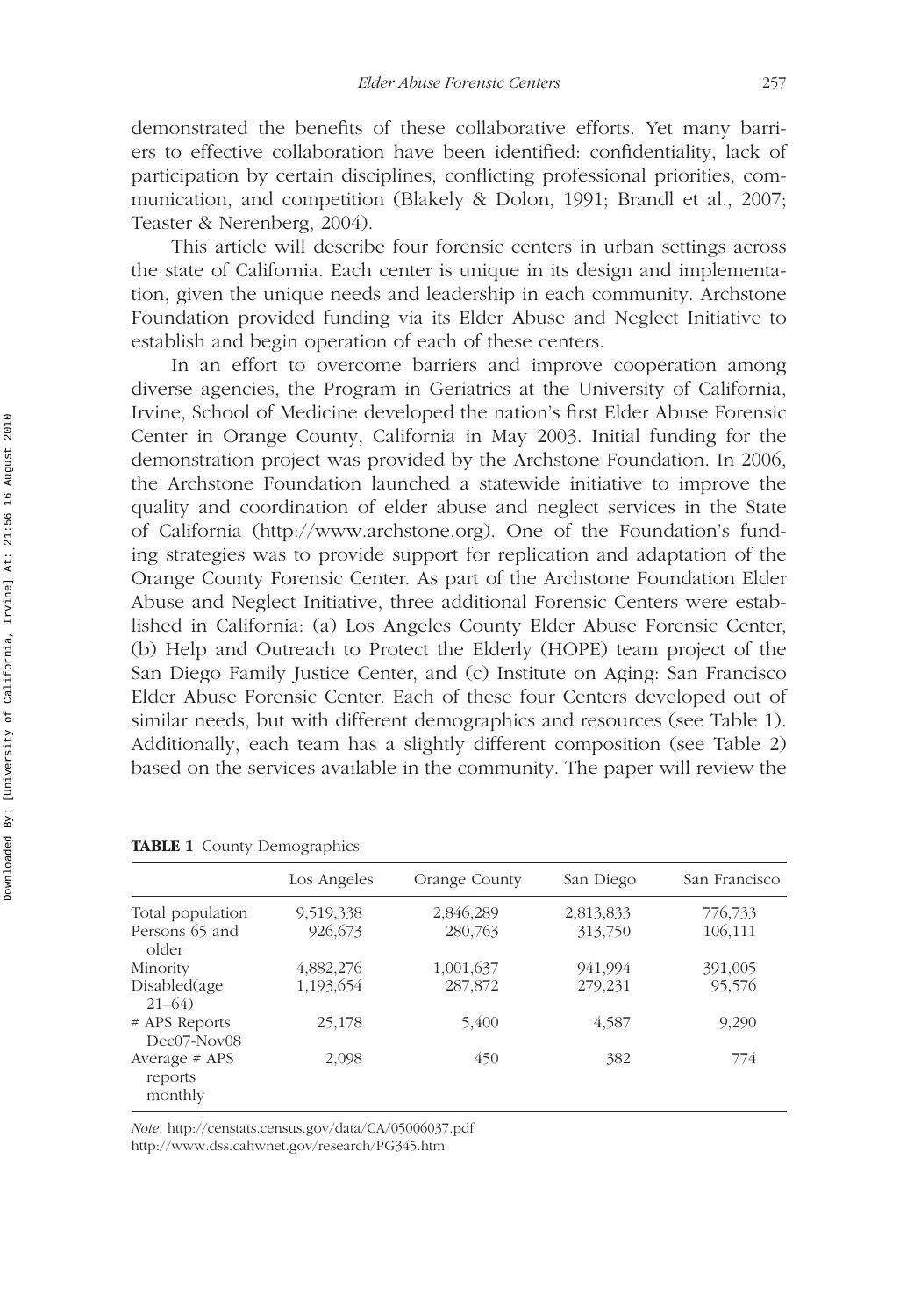demonstrated the benefits of these collaborative efforts. Yet many barriers to effective collaboration have been identified: confidentiality, lack of participation by certain disciplines, conflicting professional priorities, communication, and competition (Blakely & Dolon, 1991; Brandl et al., 2007; Teaster & Nerenberg, 2004).

This article will describe four forensic centers in urban settings across the state of California. Each center is unique in its design and implementation, given the unique needs and leadership in each community. Archstone Foundation provided funding via its Elder Abuse and Neglect Initiative to establish and begin operation of each of these centers.

In an effort to overcome barriers and improve cooperation among diverse agencies, the Program in Geriatrics at the University of California, Irvine, School of Medicine developed the nation's first Elder Abuse Forensic Center in Orange County, California in May 2003. Initial funding for the demonstration project was provided by the Archstone Foundation. In 2006, the Archstone Foundation launched a statewide initiative to improve the quality and coordination of elder abuse and neglect services in the State of California (http://www.archstone.org). One of the Foundation's funding strategies was to provide support for replication and adaptation of the Orange County Forensic Center. As part of the Archstone Foundation Elder Abuse and Neglect Initiative, three additional Forensic Centers were established in California: (a) Los Angeles County Elder Abuse Forensic Center, (b) Help and Outreach to Protect the Elderly (HOPE) team project of the San Diego Family Justice Center, and (c) Institute on Aging: San Francisco Elder Abuse Forensic Center. Each of these four Centers developed out of similar needs, but with different demographics and resources (see Table 1). Additionally, each team has a slightly different composition (see Table 2) based on the services available in the community. The paper will review the

**TABLE 1** County Demographics

| | Los Angeles | Orange County | San Diego | San Francisco |
|---|---|---|---|---|
| Total population | 9,519,338 | 2,846,289 | 2,813,833 | 776,733 |
| Persons 65 and older | 926,673 | 280,763 | 313,750 | 106,111 |
| Minority | 4,882,276 | 1,001,637 | 941,994 | 391,005 |
| Disabled(age 21–64) | 1,193,654 | 287,872 | 279,231 | 95,576 |
| # APS Reports Dec07-Nov08 | 25,178 | 5,400 | 4,587 | 9,290 |
| Average # APS reports monthly | 2,098 | 450 | 382 | 774 |

*Note.* http://censtats.census.gov/data/CA/05006037.pdf
http://www.dss.cahwnet.gov/research/PG345.htm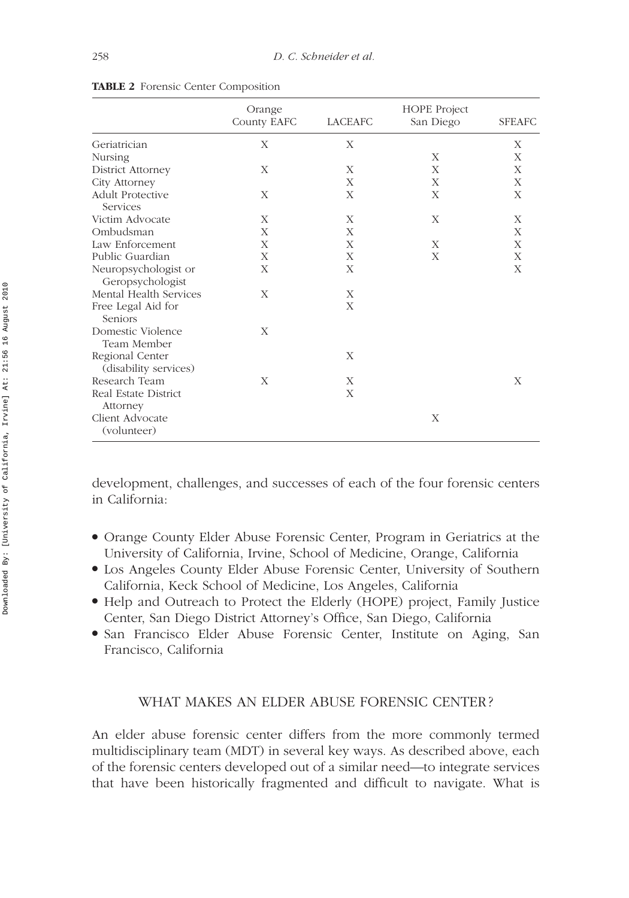**TABLE 2** Forensic Center Composition

| | Orange County EAFC | LACEAFC | HOPE Project San Diego | SFEAFC |
|---|---|---|---|---|
| Geriatrician | X | X | | X |
| Nursing | | | X | X |
| District Attorney | X | X | X | X |
| City Attorney | | X | X | X |
| Adult Protective Services | X | X | X | X |
| Victim Advocate | X | X | X | X |
| Ombudsman | X | X | | X |
| Law Enforcement | X | X | X | X |
| Public Guardian | X | X | X | X |
| Neuropsychologist or Geropsychologist | X | X | | X |
| Mental Health Services | X | X | | |
| Free Legal Aid for Seniors | | X | | |
| Domestic Violence Team Member | X | | | |
| Regional Center (disability services) | | X | | |
| Research Team | X | X | | X |
| Real Estate District Attorney | | X | | |
| Client Advocate (volunteer) | | | X | |

development, challenges, and successes of each of the four forensic centers in California:

- Orange County Elder Abuse Forensic Center, Program in Geriatrics at the University of California, Irvine, School of Medicine, Orange, California
- Los Angeles County Elder Abuse Forensic Center, University of Southern California, Keck School of Medicine, Los Angeles, California
- Help and Outreach to Protect the Elderly (HOPE) project, Family Justice Center, San Diego District Attorney's Office, San Diego, California
- San Francisco Elder Abuse Forensic Center, Institute on Aging, San Francisco, California

## WHAT MAKES AN ELDER ABUSE FORENSIC CENTER?

An elder abuse forensic center differs from the more commonly termed multidisciplinary team (MDT) in several key ways. As described above, each of the forensic centers developed out of a similar need—to integrate services that have been historically fragmented and difficult to navigate. What is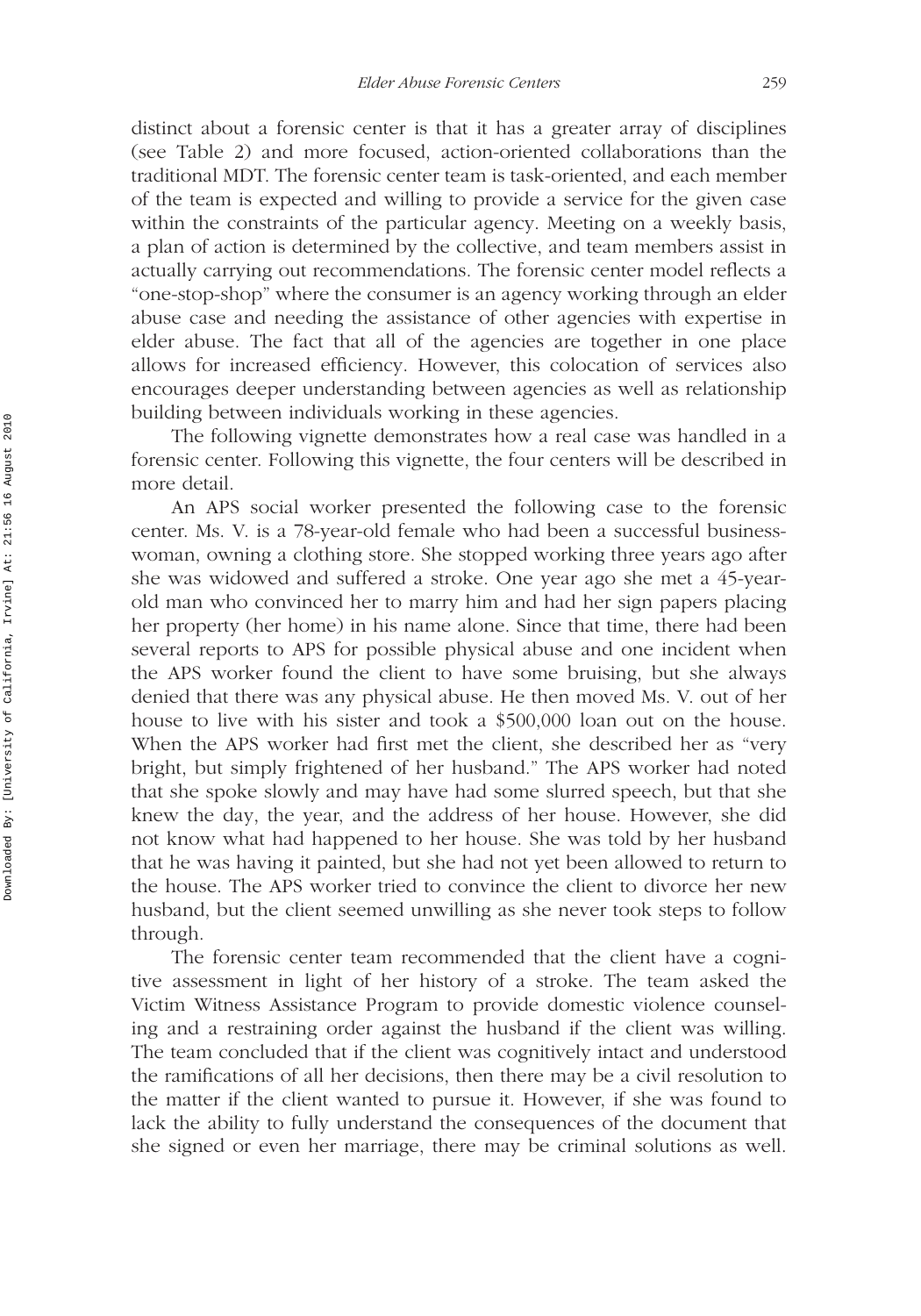distinct about a forensic center is that it has a greater array of disciplines (see Table 2) and more focused, action-oriented collaborations than the traditional MDT. The forensic center team is task-oriented, and each member of the team is expected and willing to provide a service for the given case within the constraints of the particular agency. Meeting on a weekly basis, a plan of action is determined by the collective, and team members assist in actually carrying out recommendations. The forensic center model reflects a "one-stop-shop" where the consumer is an agency working through an elder abuse case and needing the assistance of other agencies with expertise in elder abuse. The fact that all of the agencies are together in one place allows for increased efficiency. However, this colocation of services also encourages deeper understanding between agencies as well as relationship building between individuals working in these agencies.

The following vignette demonstrates how a real case was handled in a forensic center. Following this vignette, the four centers will be described in more detail.

An APS social worker presented the following case to the forensic center. Ms. V. is a 78-year-old female who had been a successful businesswoman, owning a clothing store. She stopped working three years ago after she was widowed and suffered a stroke. One year ago she met a 45-year-old man who convinced her to marry him and had her sign papers placing her property (her home) in his name alone. Since that time, there had been several reports to APS for possible physical abuse and one incident when the APS worker found the client to have some bruising, but she always denied that there was any physical abuse. He then moved Ms. V. out of her house to live with his sister and took a $500,000 loan out on the house. When the APS worker had first met the client, she described her as "very bright, but simply frightened of her husband." The APS worker had noted that she spoke slowly and may have had some slurred speech, but that she knew the day, the year, and the address of her house. However, she did not know what had happened to her house. She was told by her husband that he was having it painted, but she had not yet been allowed to return to the house. The APS worker tried to convince the client to divorce her new husband, but the client seemed unwilling as she never took steps to follow through.

The forensic center team recommended that the client have a cognitive assessment in light of her history of a stroke. The team asked the Victim Witness Assistance Program to provide domestic violence counseling and a restraining order against the husband if the client was willing. The team concluded that if the client was cognitively intact and understood the ramifications of all her decisions, then there may be a civil resolution to the matter if the client wanted to pursue it. However, if she was found to lack the ability to fully understand the consequences of the document that she signed or even her marriage, there may be criminal solutions as well.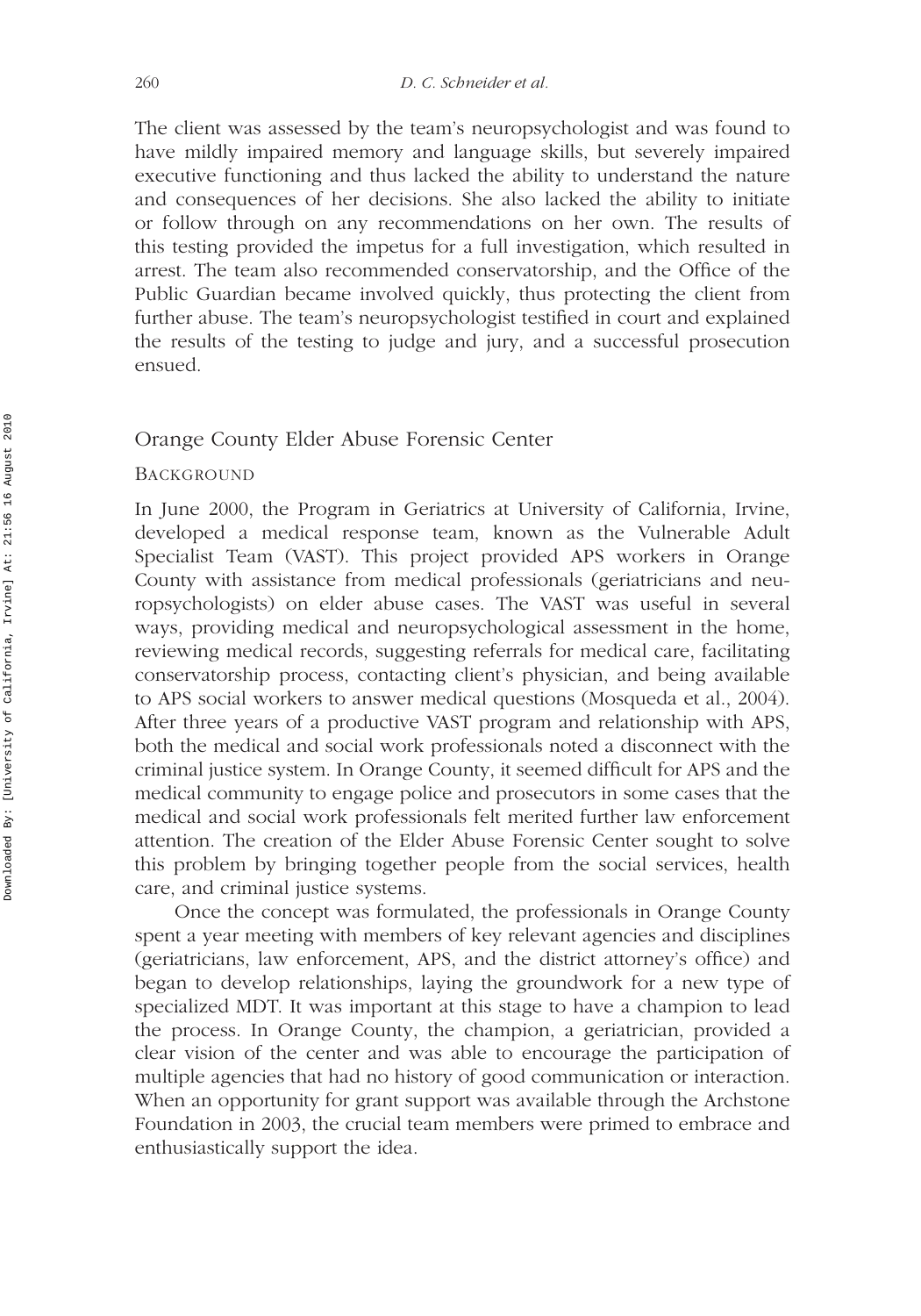The client was assessed by the team's neuropsychologist and was found to have mildly impaired memory and language skills, but severely impaired executive functioning and thus lacked the ability to understand the nature and consequences of her decisions. She also lacked the ability to initiate or follow through on any recommendations on her own. The results of this testing provided the impetus for a full investigation, which resulted in arrest. The team also recommended conservatorship, and the Office of the Public Guardian became involved quickly, thus protecting the client from further abuse. The team's neuropsychologist testified in court and explained the results of the testing to judge and jury, and a successful prosecution ensued.

## Orange County Elder Abuse Forensic Center

### Background

In June 2000, the Program in Geriatrics at University of California, Irvine, developed a medical response team, known as the Vulnerable Adult Specialist Team (VAST). This project provided APS workers in Orange County with assistance from medical professionals (geriatricians and neuropsychologists) on elder abuse cases. The VAST was useful in several ways, providing medical and neuropsychological assessment in the home, reviewing medical records, suggesting referrals for medical care, facilitating conservatorship process, contacting client's physician, and being available to APS social workers to answer medical questions (Mosqueda et al., 2004). After three years of a productive VAST program and relationship with APS, both the medical and social work professionals noted a disconnect with the criminal justice system. In Orange County, it seemed difficult for APS and the medical community to engage police and prosecutors in some cases that the medical and social work professionals felt merited further law enforcement attention. The creation of the Elder Abuse Forensic Center sought to solve this problem by bringing together people from the social services, health care, and criminal justice systems.

Once the concept was formulated, the professionals in Orange County spent a year meeting with members of key relevant agencies and disciplines (geriatricians, law enforcement, APS, and the district attorney's office) and began to develop relationships, laying the groundwork for a new type of specialized MDT. It was important at this stage to have a champion to lead the process. In Orange County, the champion, a geriatrician, provided a clear vision of the center and was able to encourage the participation of multiple agencies that had no history of good communication or interaction. When an opportunity for grant support was available through the Archstone Foundation in 2003, the crucial team members were primed to embrace and enthusiastically support the idea.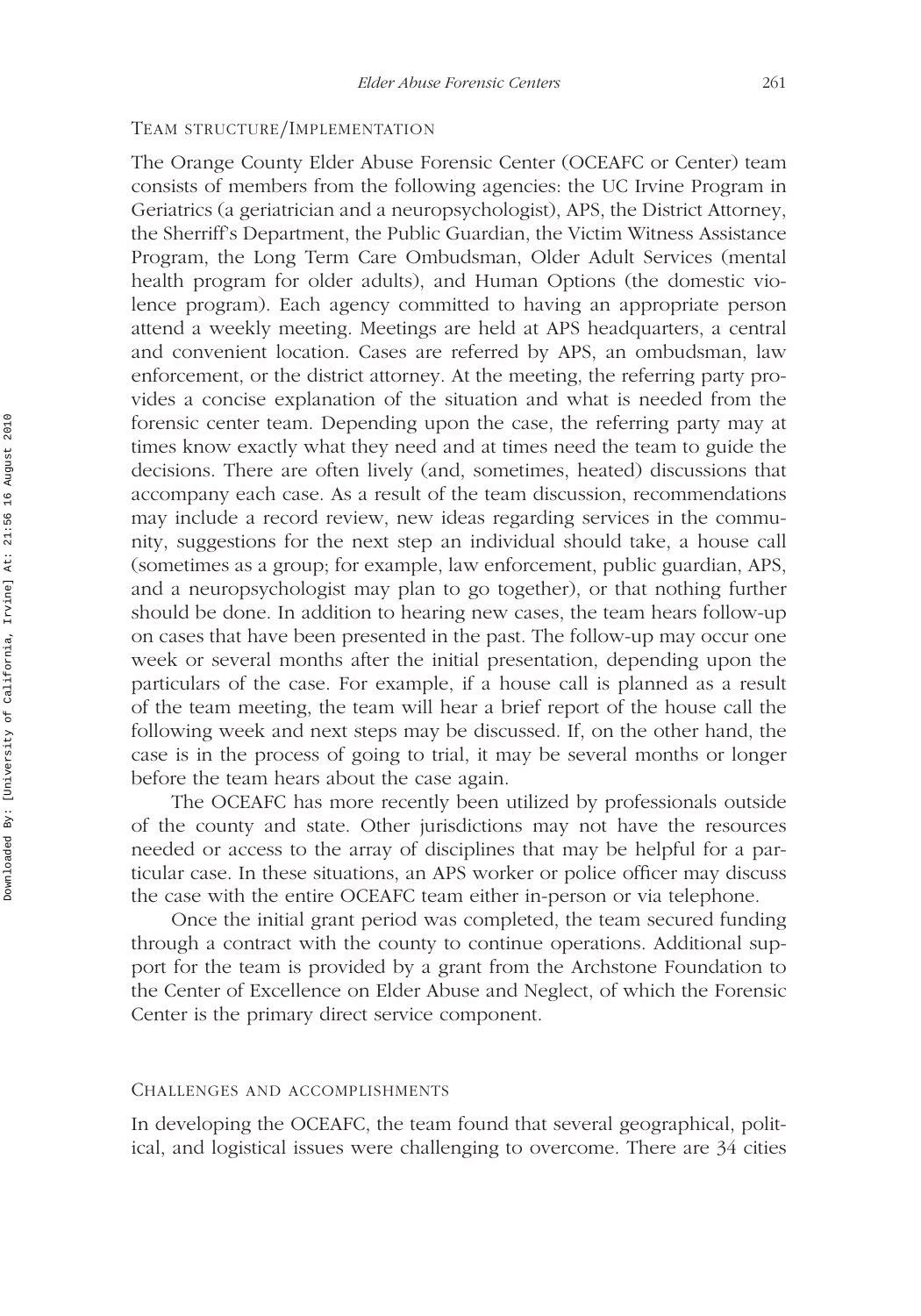## Team structure/Implementation

The Orange County Elder Abuse Forensic Center (OCEAFC or Center) team consists of members from the following agencies: the UC Irvine Program in Geriatrics (a geriatrician and a neuropsychologist), APS, the District Attorney, the Sherriff's Department, the Public Guardian, the Victim Witness Assistance Program, the Long Term Care Ombudsman, Older Adult Services (mental health program for older adults), and Human Options (the domestic violence program). Each agency committed to having an appropriate person attend a weekly meeting. Meetings are held at APS headquarters, a central and convenient location. Cases are referred by APS, an ombudsman, law enforcement, or the district attorney. At the meeting, the referring party provides a concise explanation of the situation and what is needed from the forensic center team. Depending upon the case, the referring party may at times know exactly what they need and at times need the team to guide the decisions. There are often lively (and, sometimes, heated) discussions that accompany each case. As a result of the team discussion, recommendations may include a record review, new ideas regarding services in the community, suggestions for the next step an individual should take, a house call (sometimes as a group; for example, law enforcement, public guardian, APS, and a neuropsychologist may plan to go together), or that nothing further should be done. In addition to hearing new cases, the team hears follow-up on cases that have been presented in the past. The follow-up may occur one week or several months after the initial presentation, depending upon the particulars of the case. For example, if a house call is planned as a result of the team meeting, the team will hear a brief report of the house call the following week and next steps may be discussed. If, on the other hand, the case is in the process of going to trial, it may be several months or longer before the team hears about the case again.

The OCEAFC has more recently been utilized by professionals outside of the county and state. Other jurisdictions may not have the resources needed or access to the array of disciplines that may be helpful for a particular case. In these situations, an APS worker or police officer may discuss the case with the entire OCEAFC team either in-person or via telephone.

Once the initial grant period was completed, the team secured funding through a contract with the county to continue operations. Additional support for the team is provided by a grant from the Archstone Foundation to the Center of Excellence on Elder Abuse and Neglect, of which the Forensic Center is the primary direct service component.

## Challenges and accomplishments

In developing the OCEAFC, the team found that several geographical, political, and logistical issues were challenging to overcome. There are 34 cities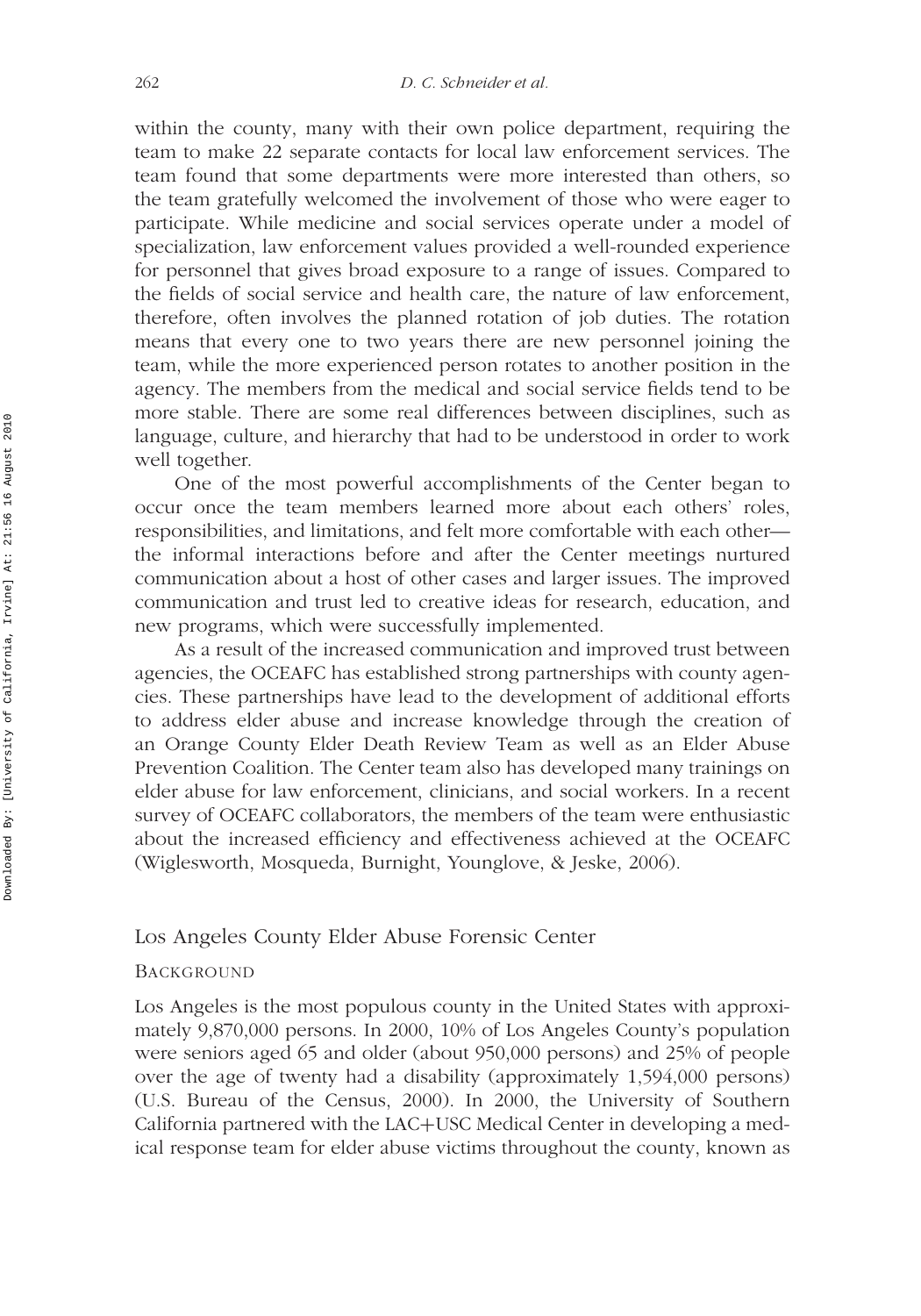within the county, many with their own police department, requiring the team to make 22 separate contacts for local law enforcement services. The team found that some departments were more interested than others, so the team gratefully welcomed the involvement of those who were eager to participate. While medicine and social services operate under a model of specialization, law enforcement values provided a well-rounded experience for personnel that gives broad exposure to a range of issues. Compared to the fields of social service and health care, the nature of law enforcement, therefore, often involves the planned rotation of job duties. The rotation means that every one to two years there are new personnel joining the team, while the more experienced person rotates to another position in the agency. The members from the medical and social service fields tend to be more stable. There are some real differences between disciplines, such as language, culture, and hierarchy that had to be understood in order to work well together.

One of the most powerful accomplishments of the Center began to occur once the team members learned more about each others' roles, responsibilities, and limitations, and felt more comfortable with each other—the informal interactions before and after the Center meetings nurtured communication about a host of other cases and larger issues. The improved communication and trust led to creative ideas for research, education, and new programs, which were successfully implemented.

As a result of the increased communication and improved trust between agencies, the OCEAFC has established strong partnerships with county agencies. These partnerships have lead to the development of additional efforts to address elder abuse and increase knowledge through the creation of an Orange County Elder Death Review Team as well as an Elder Abuse Prevention Coalition. The Center team also has developed many trainings on elder abuse for law enforcement, clinicians, and social workers. In a recent survey of OCEAFC collaborators, the members of the team were enthusiastic about the increased efficiency and effectiveness achieved at the OCEAFC (Wiglesworth, Mosqueda, Burnight, Younglove, & Jeske, 2006).

## Los Angeles County Elder Abuse Forensic Center

### Background

Los Angeles is the most populous county in the United States with approximately 9,870,000 persons. In 2000, 10% of Los Angeles County's population were seniors aged 65 and older (about 950,000 persons) and 25% of people over the age of twenty had a disability (approximately 1,594,000 persons) (U.S. Bureau of the Census, 2000). In 2000, the University of Southern California partnered with the LAC+USC Medical Center in developing a medical response team for elder abuse victims throughout the county, known as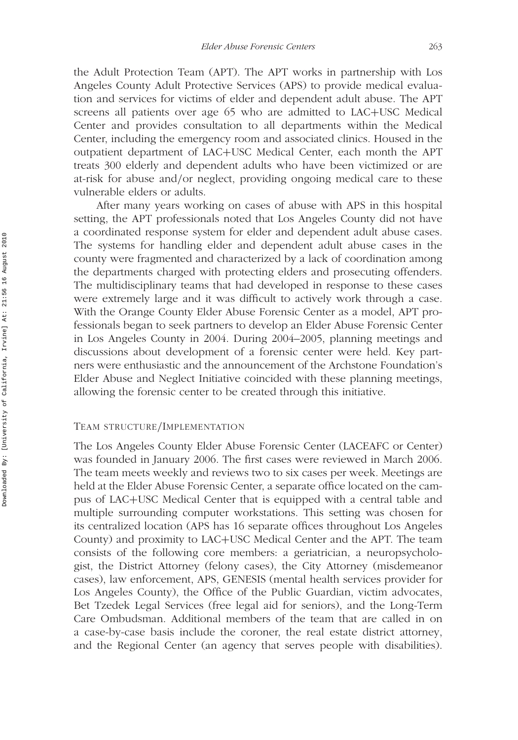the Adult Protection Team (APT). The APT works in partnership with Los Angeles County Adult Protective Services (APS) to provide medical evaluation and services for victims of elder and dependent adult abuse. The APT screens all patients over age 65 who are admitted to LAC+USC Medical Center and provides consultation to all departments within the Medical Center, including the emergency room and associated clinics. Housed in the outpatient department of LAC+USC Medical Center, each month the APT treats 300 elderly and dependent adults who have been victimized or are at-risk for abuse and/or neglect, providing ongoing medical care to these vulnerable elders or adults.

After many years working on cases of abuse with APS in this hospital setting, the APT professionals noted that Los Angeles County did not have a coordinated response system for elder and dependent adult abuse cases. The systems for handling elder and dependent adult abuse cases in the county were fragmented and characterized by a lack of coordination among the departments charged with protecting elders and prosecuting offenders. The multidisciplinary teams that had developed in response to these cases were extremely large and it was difficult to actively work through a case. With the Orange County Elder Abuse Forensic Center as a model, APT professionals began to seek partners to develop an Elder Abuse Forensic Center in Los Angeles County in 2004. During 2004–2005, planning meetings and discussions about development of a forensic center were held. Key partners were enthusiastic and the announcement of the Archstone Foundation's Elder Abuse and Neglect Initiative coincided with these planning meetings, allowing the forensic center to be created through this initiative.

### Team Structure/Implementation

The Los Angeles County Elder Abuse Forensic Center (LACEAFC or Center) was founded in January 2006. The first cases were reviewed in March 2006. The team meets weekly and reviews two to six cases per week. Meetings are held at the Elder Abuse Forensic Center, a separate office located on the campus of LAC+USC Medical Center that is equipped with a central table and multiple surrounding computer workstations. This setting was chosen for its centralized location (APS has 16 separate offices throughout Los Angeles County) and proximity to LAC+USC Medical Center and the APT. The team consists of the following core members: a geriatrician, a neuropsychologist, the District Attorney (felony cases), the City Attorney (misdemeanor cases), law enforcement, APS, GENESIS (mental health services provider for Los Angeles County), the Office of the Public Guardian, victim advocates, Bet Tzedek Legal Services (free legal aid for seniors), and the Long-Term Care Ombudsman. Additional members of the team that are called in on a case-by-case basis include the coroner, the real estate district attorney, and the Regional Center (an agency that serves people with disabilities).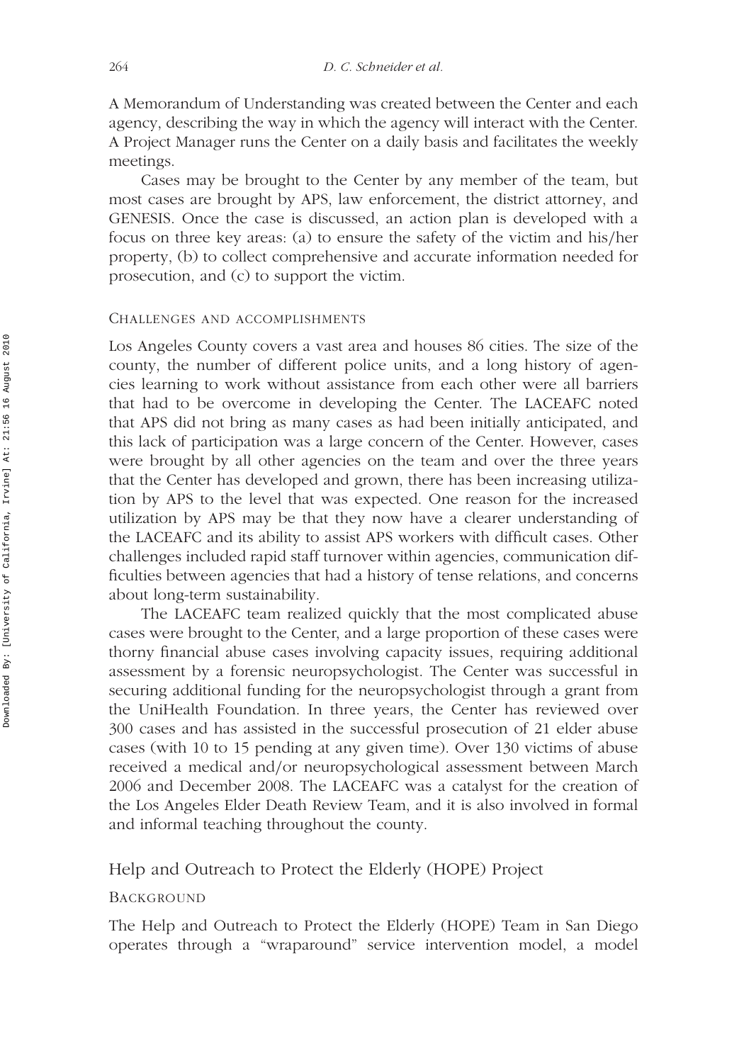A Memorandum of Understanding was created between the Center and each agency, describing the way in which the agency will interact with the Center. A Project Manager runs the Center on a daily basis and facilitates the weekly meetings.

Cases may be brought to the Center by any member of the team, but most cases are brought by APS, law enforcement, the district attorney, and GENESIS. Once the case is discussed, an action plan is developed with a focus on three key areas: (a) to ensure the safety of the victim and his/her property, (b) to collect comprehensive and accurate information needed for prosecution, and (c) to support the victim.

#### CHALLENGES AND ACCOMPLISHMENTS

Los Angeles County covers a vast area and houses 86 cities. The size of the county, the number of different police units, and a long history of agencies learning to work without assistance from each other were all barriers that had to be overcome in developing the Center. The LACEAFC noted that APS did not bring as many cases as had been initially anticipated, and this lack of participation was a large concern of the Center. However, cases were brought by all other agencies on the team and over the three years that the Center has developed and grown, there has been increasing utilization by APS to the level that was expected. One reason for the increased utilization by APS may be that they now have a clearer understanding of the LACEAFC and its ability to assist APS workers with difficult cases. Other challenges included rapid staff turnover within agencies, communication difficulties between agencies that had a history of tense relations, and concerns about long-term sustainability.

The LACEAFC team realized quickly that the most complicated abuse cases were brought to the Center, and a large proportion of these cases were thorny financial abuse cases involving capacity issues, requiring additional assessment by a forensic neuropsychologist. The Center was successful in securing additional funding for the neuropsychologist through a grant from the UniHealth Foundation. In three years, the Center has reviewed over 300 cases and has assisted in the successful prosecution of 21 elder abuse cases (with 10 to 15 pending at any given time). Over 130 victims of abuse received a medical and/or neuropsychological assessment between March 2006 and December 2008. The LACEAFC was a catalyst for the creation of the Los Angeles Elder Death Review Team, and it is also involved in formal and informal teaching throughout the county.

### Help and Outreach to Protect the Elderly (HOPE) Project

#### BACKGROUND

The Help and Outreach to Protect the Elderly (HOPE) Team in San Diego operates through a "wraparound" service intervention model, a model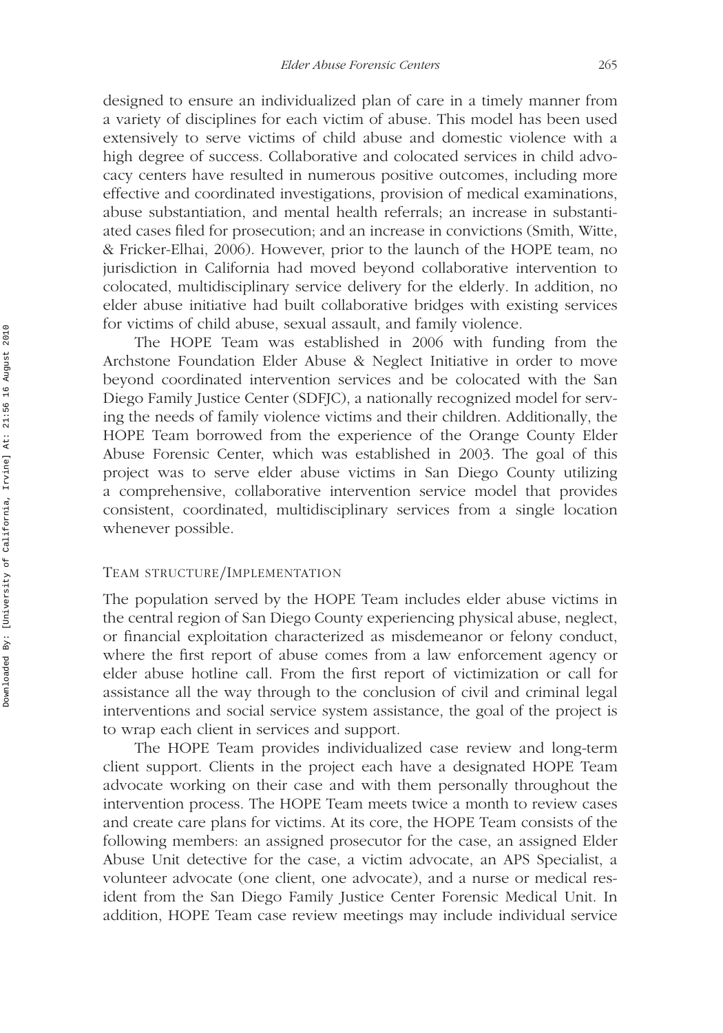designed to ensure an individualized plan of care in a timely manner from a variety of disciplines for each victim of abuse. This model has been used extensively to serve victims of child abuse and domestic violence with a high degree of success. Collaborative and colocated services in child advocacy centers have resulted in numerous positive outcomes, including more effective and coordinated investigations, provision of medical examinations, abuse substantiation, and mental health referrals; an increase in substantiated cases filed for prosecution; and an increase in convictions (Smith, Witte, & Fricker-Elhai, 2006). However, prior to the launch of the HOPE team, no jurisdiction in California had moved beyond collaborative intervention to colocated, multidisciplinary service delivery for the elderly. In addition, no elder abuse initiative had built collaborative bridges with existing services for victims of child abuse, sexual assault, and family violence.

The HOPE Team was established in 2006 with funding from the Archstone Foundation Elder Abuse & Neglect Initiative in order to move beyond coordinated intervention services and be colocated with the San Diego Family Justice Center (SDFJC), a nationally recognized model for serving the needs of family violence victims and their children. Additionally, the HOPE Team borrowed from the experience of the Orange County Elder Abuse Forensic Center, which was established in 2003. The goal of this project was to serve elder abuse victims in San Diego County utilizing a comprehensive, collaborative intervention service model that provides consistent, coordinated, multidisciplinary services from a single location whenever possible.

### Team structure/Implementation

The population served by the HOPE Team includes elder abuse victims in the central region of San Diego County experiencing physical abuse, neglect, or financial exploitation characterized as misdemeanor or felony conduct, where the first report of abuse comes from a law enforcement agency or elder abuse hotline call. From the first report of victimization or call for assistance all the way through to the conclusion of civil and criminal legal interventions and social service system assistance, the goal of the project is to wrap each client in services and support.

The HOPE Team provides individualized case review and long-term client support. Clients in the project each have a designated HOPE Team advocate working on their case and with them personally throughout the intervention process. The HOPE Team meets twice a month to review cases and create care plans for victims. At its core, the HOPE Team consists of the following members: an assigned prosecutor for the case, an assigned Elder Abuse Unit detective for the case, a victim advocate, an APS Specialist, a volunteer advocate (one client, one advocate), and a nurse or medical resident from the San Diego Family Justice Center Forensic Medical Unit. In addition, HOPE Team case review meetings may include individual service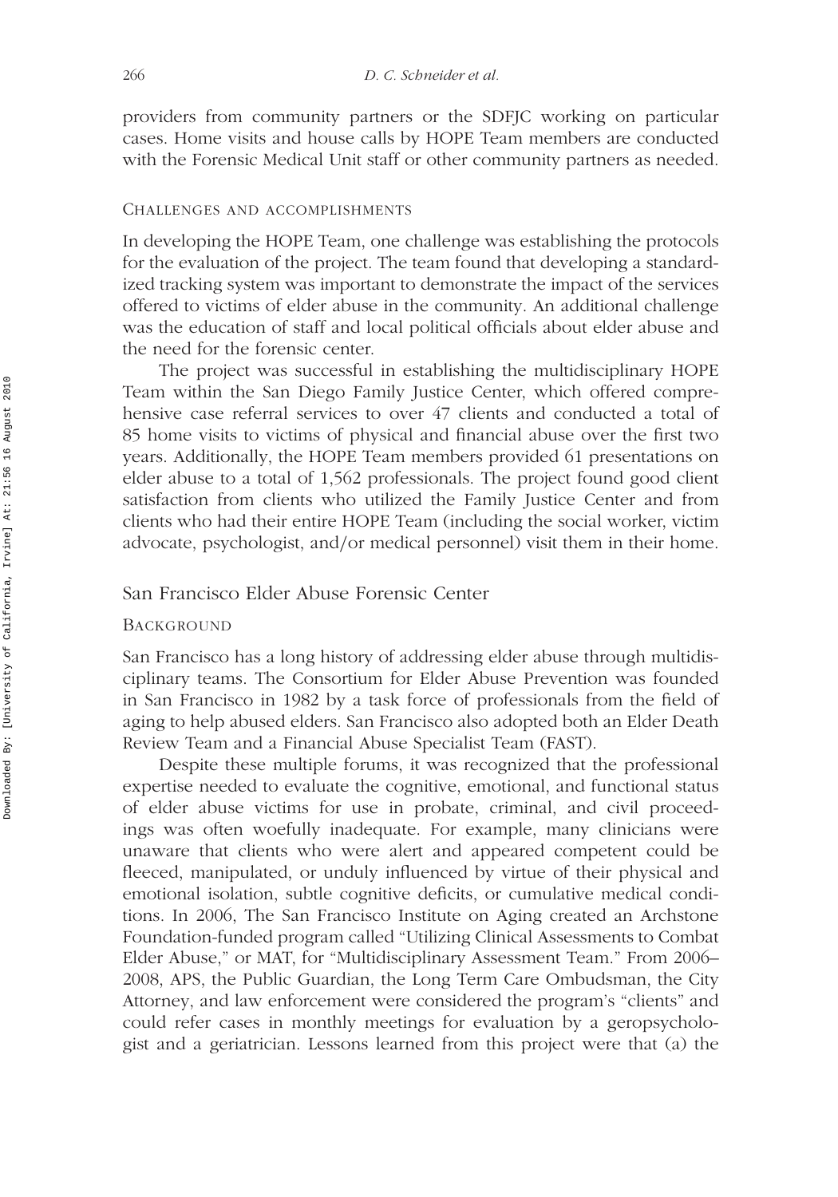providers from community partners or the SDFJC working on particular cases. Home visits and house calls by HOPE Team members are conducted with the Forensic Medical Unit staff or other community partners as needed.

#### CHALLENGES AND ACCOMPLISHMENTS

In developing the HOPE Team, one challenge was establishing the protocols for the evaluation of the project. The team found that developing a standardized tracking system was important to demonstrate the impact of the services offered to victims of elder abuse in the community. An additional challenge was the education of staff and local political officials about elder abuse and the need for the forensic center.

The project was successful in establishing the multidisciplinary HOPE Team within the San Diego Family Justice Center, which offered comprehensive case referral services to over 47 clients and conducted a total of 85 home visits to victims of physical and financial abuse over the first two years. Additionally, the HOPE Team members provided 61 presentations on elder abuse to a total of 1,562 professionals. The project found good client satisfaction from clients who utilized the Family Justice Center and from clients who had their entire HOPE Team (including the social worker, victim advocate, psychologist, and/or medical personnel) visit them in their home.

### San Francisco Elder Abuse Forensic Center

#### BACKGROUND

San Francisco has a long history of addressing elder abuse through multidisciplinary teams. The Consortium for Elder Abuse Prevention was founded in San Francisco in 1982 by a task force of professionals from the field of aging to help abused elders. San Francisco also adopted both an Elder Death Review Team and a Financial Abuse Specialist Team (FAST).

Despite these multiple forums, it was recognized that the professional expertise needed to evaluate the cognitive, emotional, and functional status of elder abuse victims for use in probate, criminal, and civil proceedings was often woefully inadequate. For example, many clinicians were unaware that clients who were alert and appeared competent could be fleeced, manipulated, or unduly influenced by virtue of their physical and emotional isolation, subtle cognitive deficits, or cumulative medical conditions. In 2006, The San Francisco Institute on Aging created an Archstone Foundation-funded program called "Utilizing Clinical Assessments to Combat Elder Abuse," or MAT, for "Multidisciplinary Assessment Team." From 2006–2008, APS, the Public Guardian, the Long Term Care Ombudsman, the City Attorney, and law enforcement were considered the program's "clients" and could refer cases in monthly meetings for evaluation by a geropsychologist and a geriatrician. Lessons learned from this project were that (a) the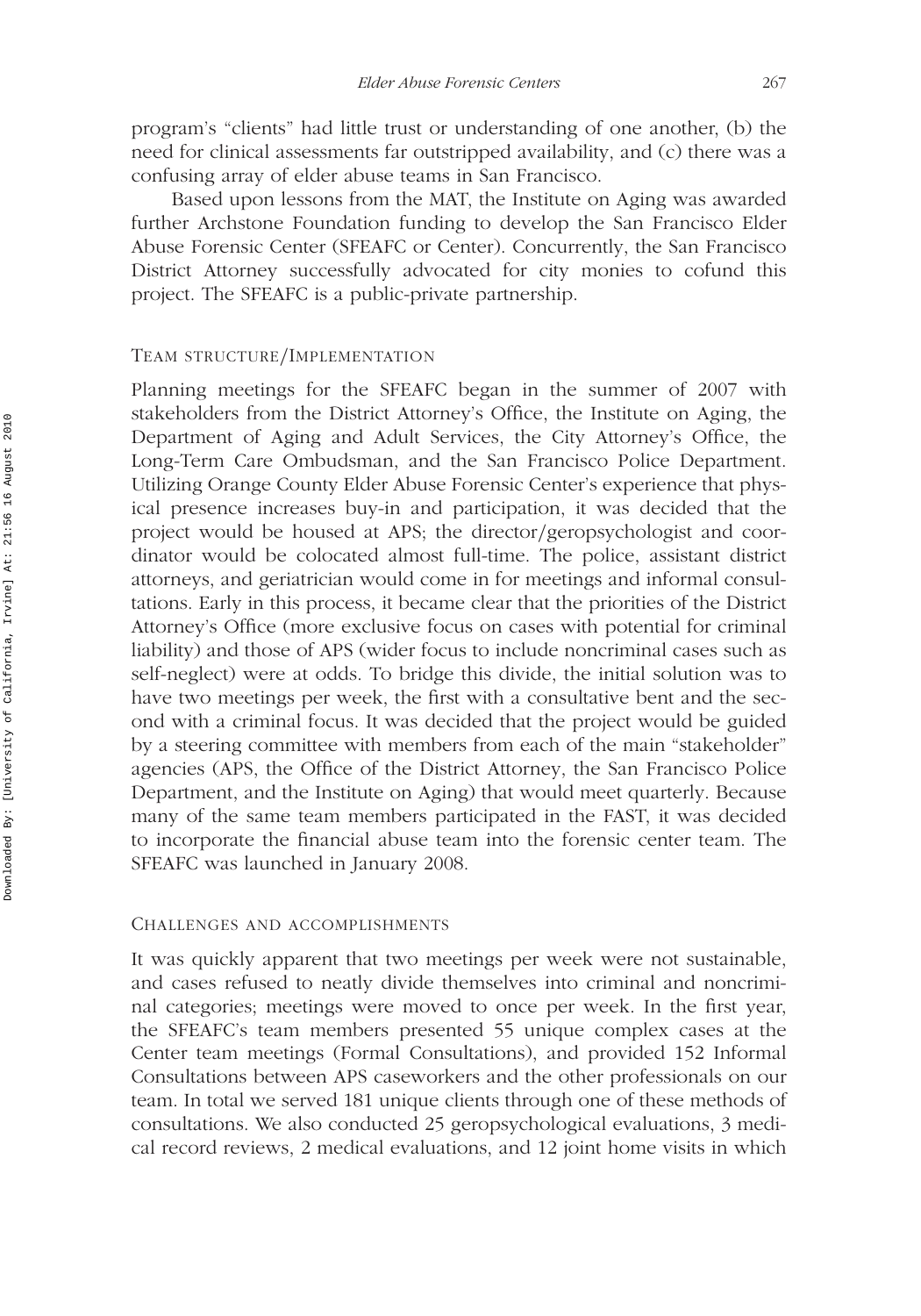program's "clients" had little trust or understanding of one another, (b) the need for clinical assessments far outstripped availability, and (c) there was a confusing array of elder abuse teams in San Francisco.

Based upon lessons from the MAT, the Institute on Aging was awarded further Archstone Foundation funding to develop the San Francisco Elder Abuse Forensic Center (SFEAFC or Center). Concurrently, the San Francisco District Attorney successfully advocated for city monies to cofund this project. The SFEAFC is a public-private partnership.

### TEAM STRUCTURE/IMPLEMENTATION

Planning meetings for the SFEAFC began in the summer of 2007 with stakeholders from the District Attorney's Office, the Institute on Aging, the Department of Aging and Adult Services, the City Attorney's Office, the Long-Term Care Ombudsman, and the San Francisco Police Department. Utilizing Orange County Elder Abuse Forensic Center's experience that physical presence increases buy-in and participation, it was decided that the project would be housed at APS; the director/geropsychologist and coordinator would be colocated almost full-time. The police, assistant district attorneys, and geriatrician would come in for meetings and informal consultations. Early in this process, it became clear that the priorities of the District Attorney's Office (more exclusive focus on cases with potential for criminal liability) and those of APS (wider focus to include noncriminal cases such as self-neglect) were at odds. To bridge this divide, the initial solution was to have two meetings per week, the first with a consultative bent and the second with a criminal focus. It was decided that the project would be guided by a steering committee with members from each of the main "stakeholder" agencies (APS, the Office of the District Attorney, the San Francisco Police Department, and the Institute on Aging) that would meet quarterly. Because many of the same team members participated in the FAST, it was decided to incorporate the financial abuse team into the forensic center team. The SFEAFC was launched in January 2008.

### CHALLENGES AND ACCOMPLISHMENTS

It was quickly apparent that two meetings per week were not sustainable, and cases refused to neatly divide themselves into criminal and noncriminal categories; meetings were moved to once per week. In the first year, the SFEAFC's team members presented 55 unique complex cases at the Center team meetings (Formal Consultations), and provided 152 Informal Consultations between APS caseworkers and the other professionals on our team. In total we served 181 unique clients through one of these methods of consultations. We also conducted 25 geropsychological evaluations, 3 medical record reviews, 2 medical evaluations, and 12 joint home visits in which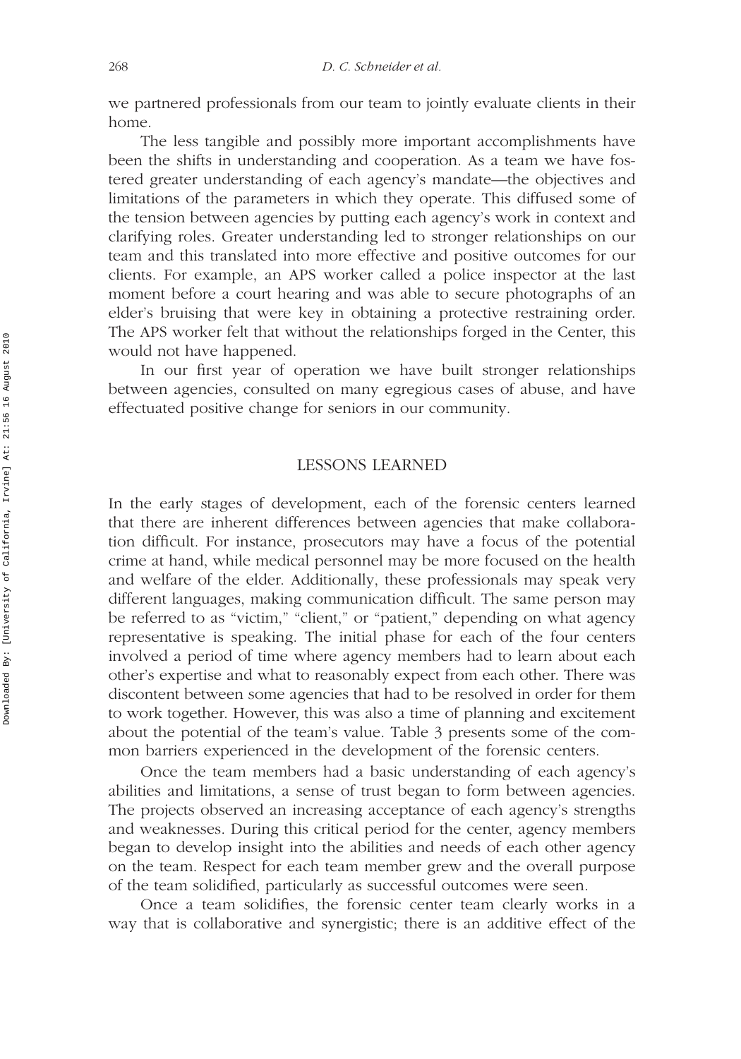we partnered professionals from our team to jointly evaluate clients in their home.

The less tangible and possibly more important accomplishments have been the shifts in understanding and cooperation. As a team we have fostered greater understanding of each agency's mandate—the objectives and limitations of the parameters in which they operate. This diffused some of the tension between agencies by putting each agency's work in context and clarifying roles. Greater understanding led to stronger relationships on our team and this translated into more effective and positive outcomes for our clients. For example, an APS worker called a police inspector at the last moment before a court hearing and was able to secure photographs of an elder's bruising that were key in obtaining a protective restraining order. The APS worker felt that without the relationships forged in the Center, this would not have happened.

In our first year of operation we have built stronger relationships between agencies, consulted on many egregious cases of abuse, and have effectuated positive change for seniors in our community.

## LESSONS LEARNED

In the early stages of development, each of the forensic centers learned that there are inherent differences between agencies that make collaboration difficult. For instance, prosecutors may have a focus of the potential crime at hand, while medical personnel may be more focused on the health and welfare of the elder. Additionally, these professionals may speak very different languages, making communication difficult. The same person may be referred to as "victim," "client," or "patient," depending on what agency representative is speaking. The initial phase for each of the four centers involved a period of time where agency members had to learn about each other's expertise and what to reasonably expect from each other. There was discontent between some agencies that had to be resolved in order for them to work together. However, this was also a time of planning and excitement about the potential of the team's value. Table 3 presents some of the common barriers experienced in the development of the forensic centers.

Once the team members had a basic understanding of each agency's abilities and limitations, a sense of trust began to form between agencies. The projects observed an increasing acceptance of each agency's strengths and weaknesses. During this critical period for the center, agency members began to develop insight into the abilities and needs of each other agency on the team. Respect for each team member grew and the overall purpose of the team solidified, particularly as successful outcomes were seen.

Once a team solidifies, the forensic center team clearly works in a way that is collaborative and synergistic; there is an additive effect of the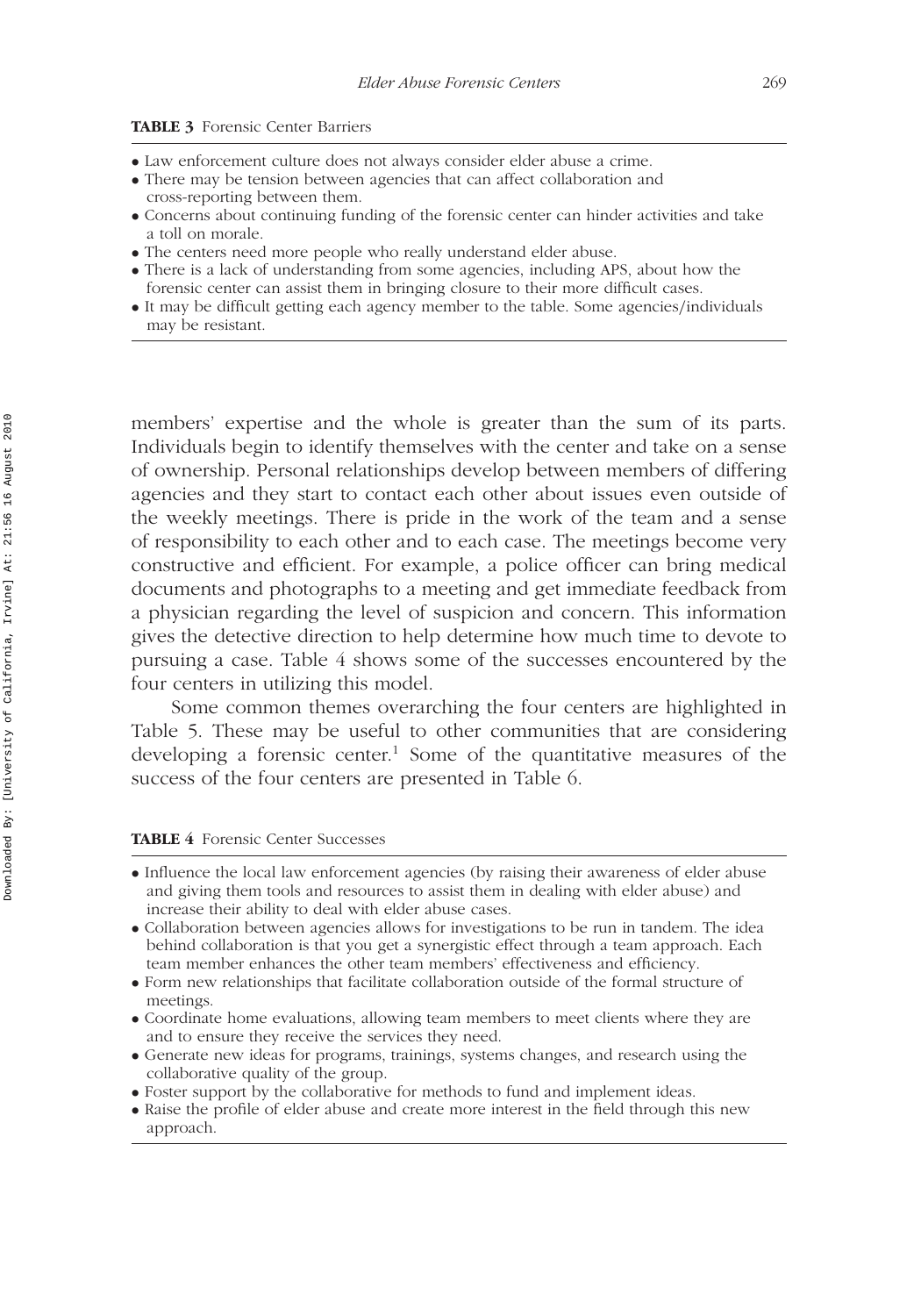**TABLE 3** Forensic Center Barriers

- Law enforcement culture does not always consider elder abuse a crime.
- There may be tension between agencies that can affect collaboration and cross-reporting between them.
- Concerns about continuing funding of the forensic center can hinder activities and take a toll on morale.
- The centers need more people who really understand elder abuse.
- There is a lack of understanding from some agencies, including APS, about how the forensic center can assist them in bringing closure to their more difficult cases.
- It may be difficult getting each agency member to the table. Some agencies/individuals may be resistant.

members' expertise and the whole is greater than the sum of its parts. Individuals begin to identify themselves with the center and take on a sense of ownership. Personal relationships develop between members of differing agencies and they start to contact each other about issues even outside of the weekly meetings. There is pride in the work of the team and a sense of responsibility to each other and to each case. The meetings become very constructive and efficient. For example, a police officer can bring medical documents and photographs to a meeting and get immediate feedback from a physician regarding the level of suspicion and concern. This information gives the detective direction to help determine how much time to devote to pursuing a case. Table 4 shows some of the successes encountered by the four centers in utilizing this model.

Some common themes overarching the four centers are highlighted in Table 5. These may be useful to other communities that are considering developing a forensic center.[1] Some of the quantitative measures of the success of the four centers are presented in Table 6.

**TABLE 4** Forensic Center Successes

- Influence the local law enforcement agencies (by raising their awareness of elder abuse and giving them tools and resources to assist them in dealing with elder abuse) and increase their ability to deal with elder abuse cases.
- Collaboration between agencies allows for investigations to be run in tandem. The idea behind collaboration is that you get a synergistic effect through a team approach. Each team member enhances the other team members' effectiveness and efficiency.
- Form new relationships that facilitate collaboration outside of the formal structure of meetings.
- Coordinate home evaluations, allowing team members to meet clients where they are and to ensure they receive the services they need.
- Generate new ideas for programs, trainings, systems changes, and research using the collaborative quality of the group.
- Foster support by the collaborative for methods to fund and implement ideas.
- Raise the profile of elder abuse and create more interest in the field through this new approach.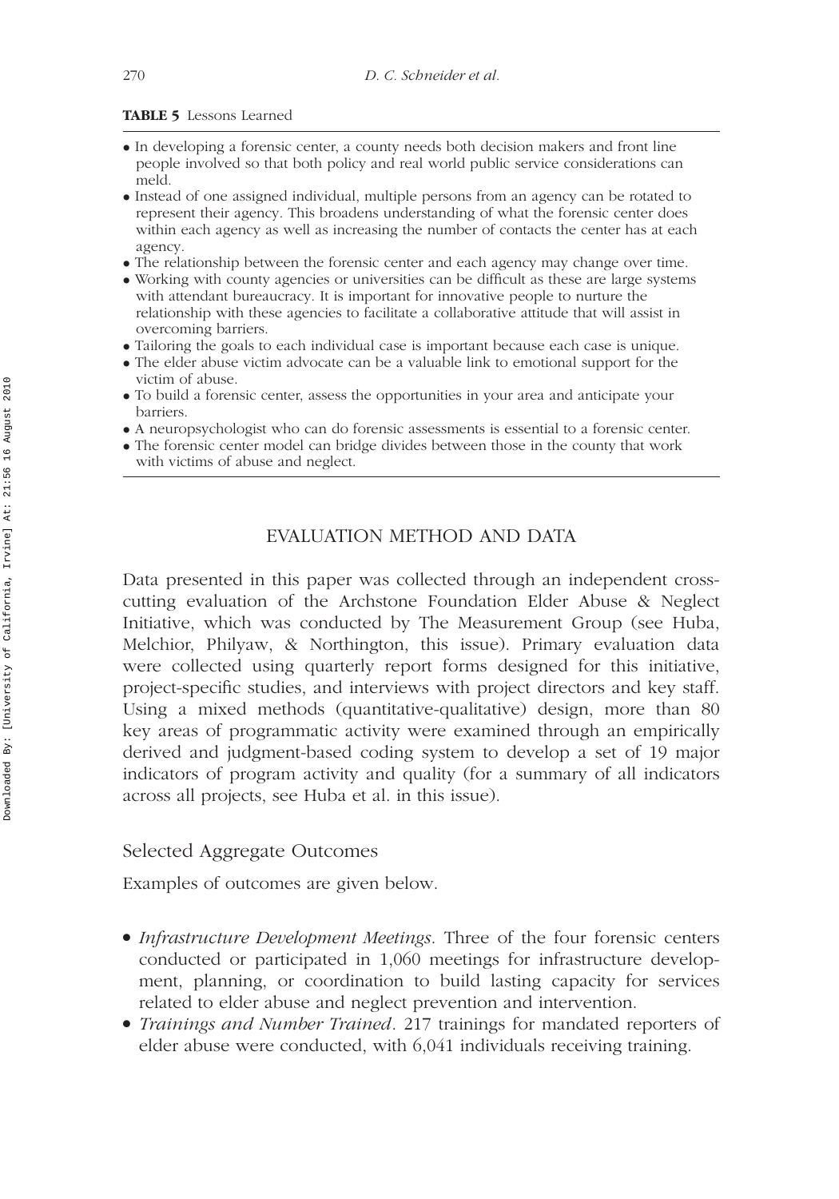**TABLE 5** Lessons Learned

- In developing a forensic center, a county needs both decision makers and front line people involved so that both policy and real world public service considerations can meld.
- Instead of one assigned individual, multiple persons from an agency can be rotated to represent their agency. This broadens understanding of what the forensic center does within each agency as well as increasing the number of contacts the center has at each agency.
- The relationship between the forensic center and each agency may change over time.
- Working with county agencies or universities can be difficult as these are large systems with attendant bureaucracy. It is important for innovative people to nurture the relationship with these agencies to facilitate a collaborative attitude that will assist in overcoming barriers.
- Tailoring the goals to each individual case is important because each case is unique.
- The elder abuse victim advocate can be a valuable link to emotional support for the victim of abuse.
- To build a forensic center, assess the opportunities in your area and anticipate your barriers.
- A neuropsychologist who can do forensic assessments is essential to a forensic center.
- The forensic center model can bridge divides between those in the county that work with victims of abuse and neglect.

## EVALUATION METHOD AND DATA

Data presented in this paper was collected through an independent cross-cutting evaluation of the Archstone Foundation Elder Abuse & Neglect Initiative, which was conducted by The Measurement Group (see Huba, Melchior, Philyaw, & Northington, this issue). Primary evaluation data were collected using quarterly report forms designed for this initiative, project-specific studies, and interviews with project directors and key staff. Using a mixed methods (quantitative-qualitative) design, more than 80 key areas of programmatic activity were examined through an empirically derived and judgment-based coding system to develop a set of 19 major indicators of program activity and quality (for a summary of all indicators across all projects, see Huba et al. in this issue).

### Selected Aggregate Outcomes

Examples of outcomes are given below.

- *Infrastructure Development Meetings*. Three of the four forensic centers conducted or participated in 1,060 meetings for infrastructure development, planning, or coordination to build lasting capacity for services related to elder abuse and neglect prevention and intervention.
- *Trainings and Number Trained*. 217 trainings for mandated reporters of elder abuse were conducted, with 6,041 individuals receiving training.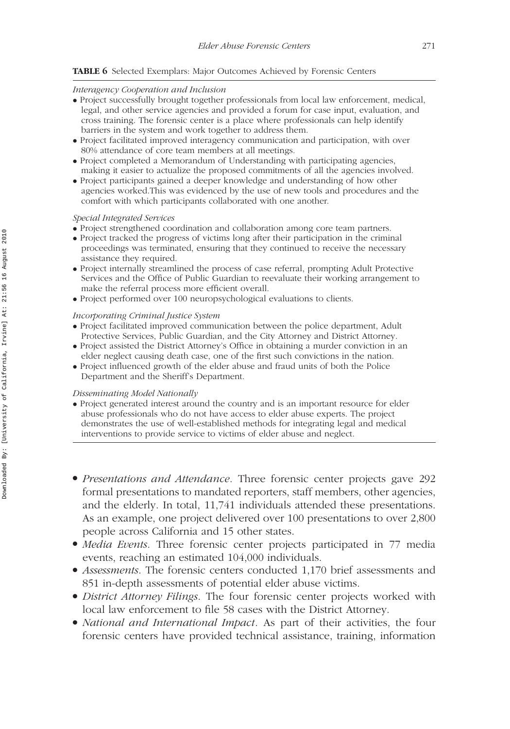**TABLE 6** Selected Exemplars: Major Outcomes Achieved by Forensic Centers

*Interagency Cooperation and Inclusion*

- Project successfully brought together professionals from local law enforcement, medical, legal, and other service agencies and provided a forum for case input, evaluation, and cross training. The forensic center is a place where professionals can help identify barriers in the system and work together to address them.
- Project facilitated improved interagency communication and participation, with over 80% attendance of core team members at all meetings.
- Project completed a Memorandum of Understanding with participating agencies, making it easier to actualize the proposed commitments of all the agencies involved.
- Project participants gained a deeper knowledge and understanding of how other agencies worked.This was evidenced by the use of new tools and procedures and the comfort with which participants collaborated with one another.

*Special Integrated Services*

- Project strengthened coordination and collaboration among core team partners.
- Project tracked the progress of victims long after their participation in the criminal proceedings was terminated, ensuring that they continued to receive the necessary assistance they required.
- Project internally streamlined the process of case referral, prompting Adult Protective Services and the Office of Public Guardian to reevaluate their working arrangement to make the referral process more efficient overall.
- Project performed over 100 neuropsychological evaluations to clients.

*Incorporating Criminal Justice System*

- Project facilitated improved communication between the police department, Adult Protective Services, Public Guardian, and the City Attorney and District Attorney.
- Project assisted the District Attorney's Office in obtaining a murder conviction in an elder neglect causing death case, one of the first such convictions in the nation.
- Project influenced growth of the elder abuse and fraud units of both the Police Department and the Sheriff's Department.

*Disseminating Model Nationally*

- Project generated interest around the country and is an important resource for elder abuse professionals who do not have access to elder abuse experts. The project demonstrates the use of well-established methods for integrating legal and medical interventions to provide service to victims of elder abuse and neglect.

- *Presentations and Attendance*. Three forensic center projects gave 292 formal presentations to mandated reporters, staff members, other agencies, and the elderly. In total, 11,741 individuals attended these presentations. As an example, one project delivered over 100 presentations to over 2,800 people across California and 15 other states.
- *Media Events*. Three forensic center projects participated in 77 media events, reaching an estimated 104,000 individuals.
- *Assessments*. The forensic centers conducted 1,170 brief assessments and 851 in-depth assessments of potential elder abuse victims.
- *District Attorney Filings*. The four forensic center projects worked with local law enforcement to file 58 cases with the District Attorney.
- *National and International Impact*. As part of their activities, the four forensic centers have provided technical assistance, training, information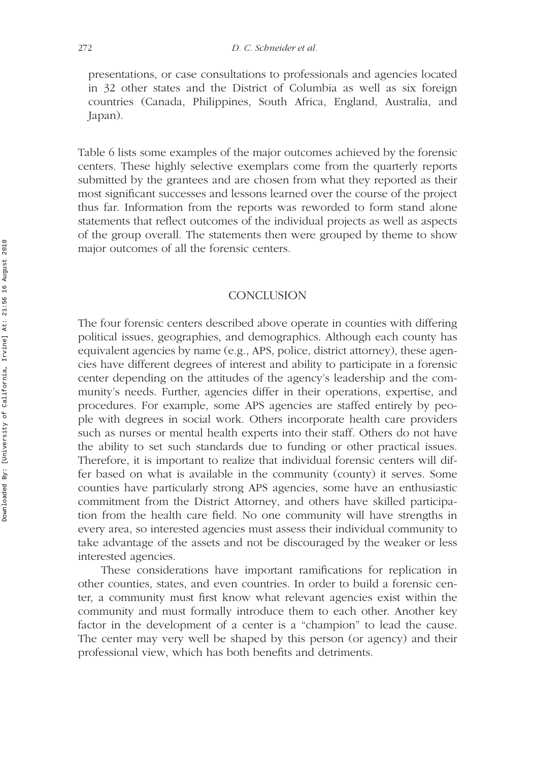presentations, or case consultations to professionals and agencies located in 32 other states and the District of Columbia as well as six foreign countries (Canada, Philippines, South Africa, England, Australia, and Japan).

Table 6 lists some examples of the major outcomes achieved by the forensic centers. These highly selective exemplars come from the quarterly reports submitted by the grantees and are chosen from what they reported as their most significant successes and lessons learned over the course of the project thus far. Information from the reports was reworded to form stand alone statements that reflect outcomes of the individual projects as well as aspects of the group overall. The statements then were grouped by theme to show major outcomes of all the forensic centers.

## CONCLUSION

The four forensic centers described above operate in counties with differing political issues, geographies, and demographics. Although each county has equivalent agencies by name (e.g., APS, police, district attorney), these agencies have different degrees of interest and ability to participate in a forensic center depending on the attitudes of the agency's leadership and the community's needs. Further, agencies differ in their operations, expertise, and procedures. For example, some APS agencies are staffed entirely by people with degrees in social work. Others incorporate health care providers such as nurses or mental health experts into their staff. Others do not have the ability to set such standards due to funding or other practical issues. Therefore, it is important to realize that individual forensic centers will differ based on what is available in the community (county) it serves. Some counties have particularly strong APS agencies, some have an enthusiastic commitment from the District Attorney, and others have skilled participation from the health care field. No one community will have strengths in every area, so interested agencies must assess their individual community to take advantage of the assets and not be discouraged by the weaker or less interested agencies.

These considerations have important ramifications for replication in other counties, states, and even countries. In order to build a forensic center, a community must first know what relevant agencies exist within the community and must formally introduce them to each other. Another key factor in the development of a center is a "champion" to lead the cause. The center may very well be shaped by this person (or agency) and their professional view, which has both benefits and detriments.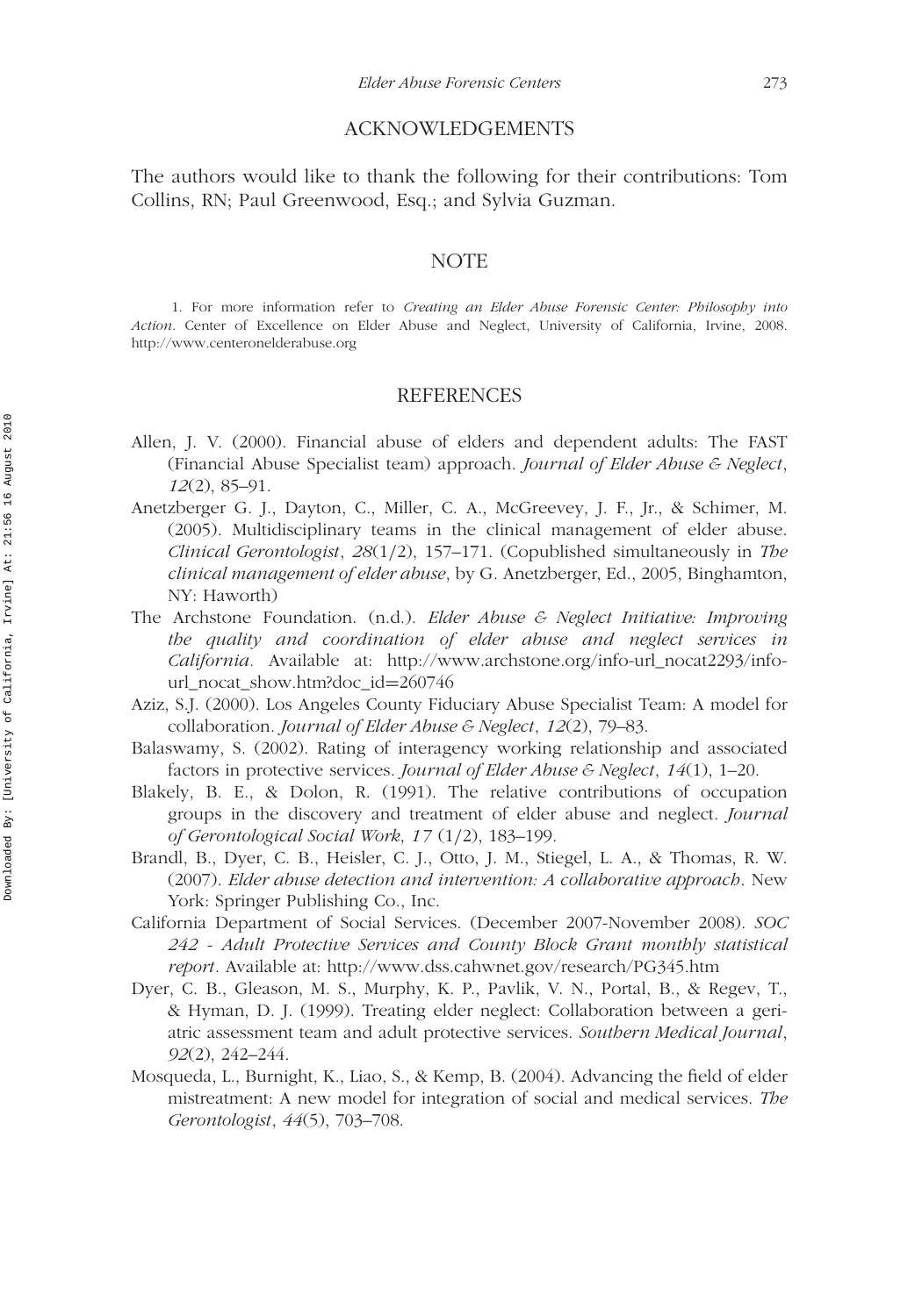## ACKNOWLEDGEMENTS

The authors would like to thank the following for their contributions: Tom Collins, RN; Paul Greenwood, Esq.; and Sylvia Guzman.

## NOTE

1. For more information refer to *Creating an Elder Abuse Forensic Center: Philosophy into Action*. Center of Excellence on Elder Abuse and Neglect, University of California, Irvine, 2008. http://www.centeronelderabuse.org

## REFERENCES

Allen, J. V. (2000). Financial abuse of elders and dependent adults: The FAST (Financial Abuse Specialist team) approach. *Journal of Elder Abuse & Neglect*, *12*(2), 85–91.

Anetzberger G. J., Dayton, C., Miller, C. A., McGreevey, J. F., Jr., & Schimer, M. (2005). Multidisciplinary teams in the clinical management of elder abuse. *Clinical Gerontologist*, *28*(1/2), 157–171. (Copublished simultaneously in *The clinical management of elder abuse*, by G. Anetzberger, Ed., 2005, Binghamton, NY: Haworth)

The Archstone Foundation. (n.d.). *Elder Abuse & Neglect Initiative: Improving the quality and coordination of elder abuse and neglect services in California*. Available at: http://www.archstone.org/info-url_nocat2293/info-url_nocat_show.htm?doc_id=260746

Aziz, S.J. (2000). Los Angeles County Fiduciary Abuse Specialist Team: A model for collaboration. *Journal of Elder Abuse & Neglect*, *12*(2), 79–83.

Balaswamy, S. (2002). Rating of interagency working relationship and associated factors in protective services. *Journal of Elder Abuse & Neglect*, *14*(1), 1–20.

Blakely, B. E., & Dolon, R. (1991). The relative contributions of occupation groups in the discovery and treatment of elder abuse and neglect. *Journal of Gerontological Social Work*, *17* (1/2), 183–199.

Brandl, B., Dyer, C. B., Heisler, C. J., Otto, J. M., Stiegel, L. A., & Thomas, R. W. (2007). *Elder abuse detection and intervention: A collaborative approach*. New York: Springer Publishing Co., Inc.

California Department of Social Services. (December 2007-November 2008). *SOC 242 - Adult Protective Services and County Block Grant monthly statistical report*. Available at: http://www.dss.cahwnet.gov/research/PG345.htm

Dyer, C. B., Gleason, M. S., Murphy, K. P., Pavlik, V. N., Portal, B., & Regev, T., & Hyman, D. J. (1999). Treating elder neglect: Collaboration between a geriatric assessment team and adult protective services. *Southern Medical Journal*, *92*(2), 242–244.

Mosqueda, L., Burnight, K., Liao, S., & Kemp, B. (2004). Advancing the field of elder mistreatment: A new model for integration of social and medical services. *The Gerontologist*, *44*(5), 703–708.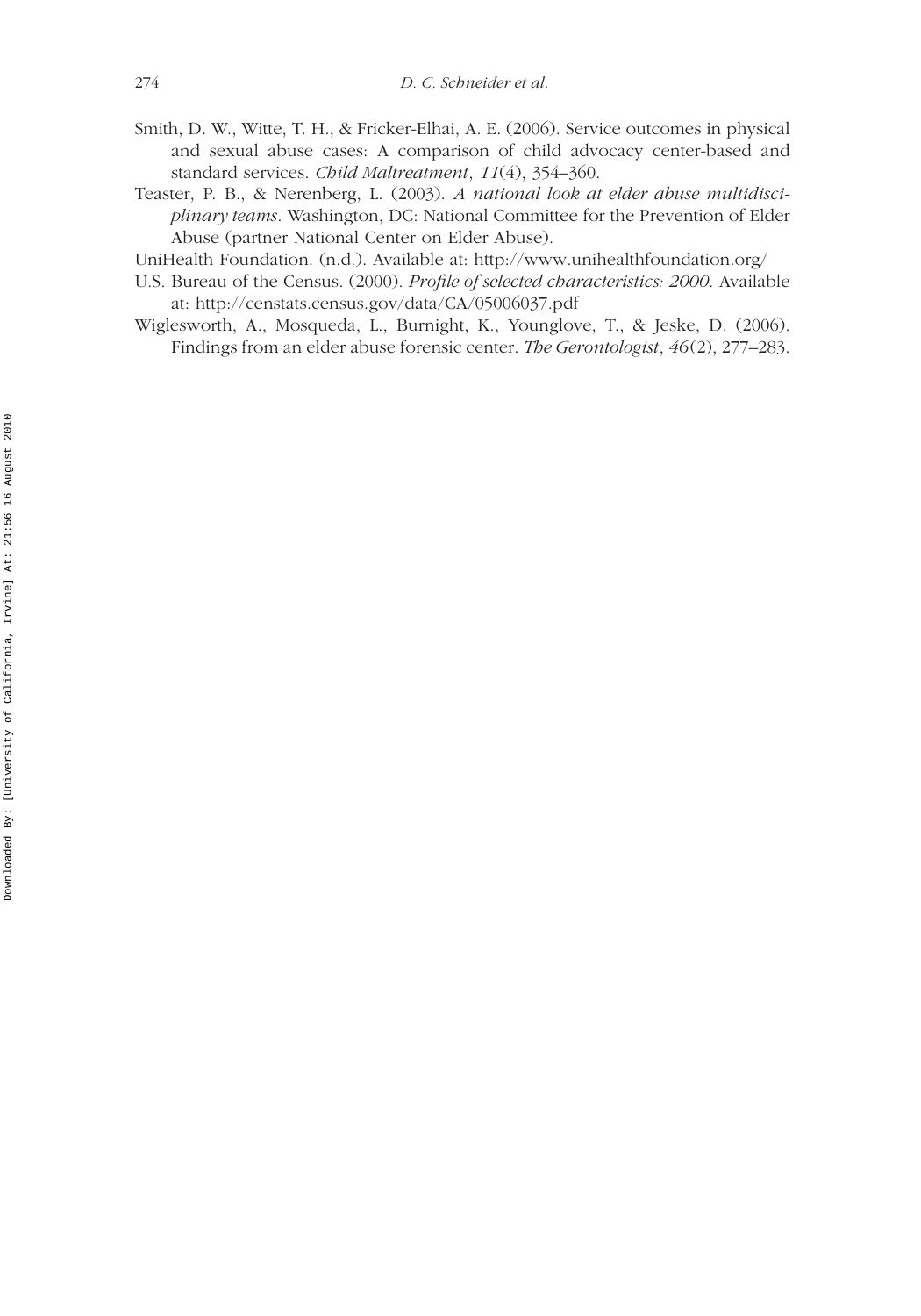Smith, D. W., Witte, T. H., & Fricker-Elhai, A. E. (2006). Service outcomes in physical and sexual abuse cases: A comparison of child advocacy center-based and standard services. *Child Maltreatment*, *11*(4), 354–360.

Teaster, P. B., & Nerenberg, L. (2003). *A national look at elder abuse multidisciplinary teams*. Washington, DC: National Committee for the Prevention of Elder Abuse (partner National Center on Elder Abuse).

UniHealth Foundation. (n.d.). Available at: http://www.unihealthfoundation.org/

U.S. Bureau of the Census. (2000). *Profile of selected characteristics: 2000*. Available at: http://censtats.census.gov/data/CA/05006037.pdf

Wiglesworth, A., Mosqueda, L., Burnight, K., Younglove, T., & Jeske, D. (2006). Findings from an elder abuse forensic center. *The Gerontologist*, *46*(2), 277–283.